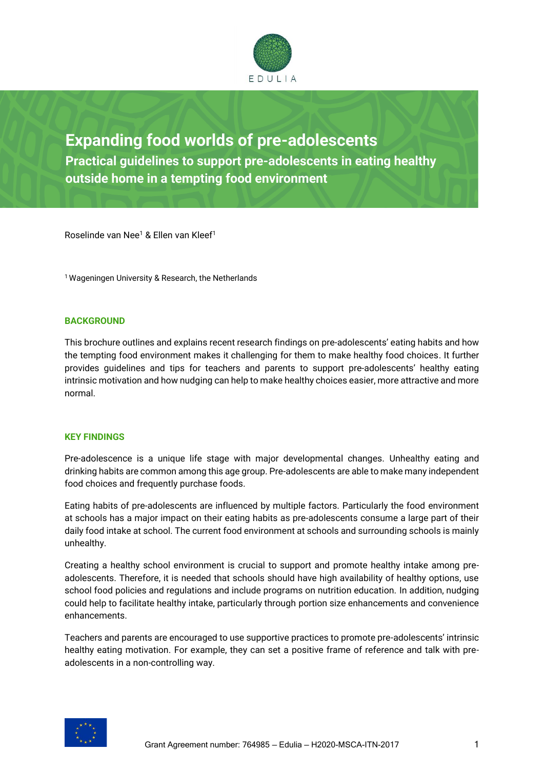EDULIA

# Expanding food worlds of pre-adolescents

## Practical guidelines to support pre-adolescents in eating healthy outside home in a tempting food environment

Roselinde van Nee[1] & Ellen van Kleef[1]

[1] Wageningen University & Research, the Netherlands

### BACKGROUND

This brochure outlines and explains recent research findings on pre-adolescents' eating habits and how the tempting food environment makes it challenging for them to make healthy food choices. It further provides guidelines and tips for teachers and parents to support pre-adolescents' healthy eating intrinsic motivation and how nudging can help to make healthy choices easier, more attractive and more normal.

### KEY FINDINGS

Pre-adolescence is a unique life stage with major developmental changes. Unhealthy eating and drinking habits are common among this age group. Pre-adolescents are able to make many independent food choices and frequently purchase foods.

Eating habits of pre-adolescents are influenced by multiple factors. Particularly the food environment at schools has a major impact on their eating habits as pre-adolescents consume a large part of their daily food intake at school. The current food environment at schools and surrounding schools is mainly unhealthy.

Creating a healthy school environment is crucial to support and promote healthy intake among pre-adolescents. Therefore, it is needed that schools should have high availability of healthy options, use school food policies and regulations and include programs on nutrition education. In addition, nudging could help to facilitate healthy intake, particularly through portion size enhancements and convenience enhancements.

Teachers and parents are encouraged to use supportive practices to promote pre-adolescents' intrinsic healthy eating motivation. For example, they can set a positive frame of reference and talk with pre-adolescents in a non-controlling way.

Grant Agreement number: 764985 – Edulia – H2020-MSCA-ITN-2017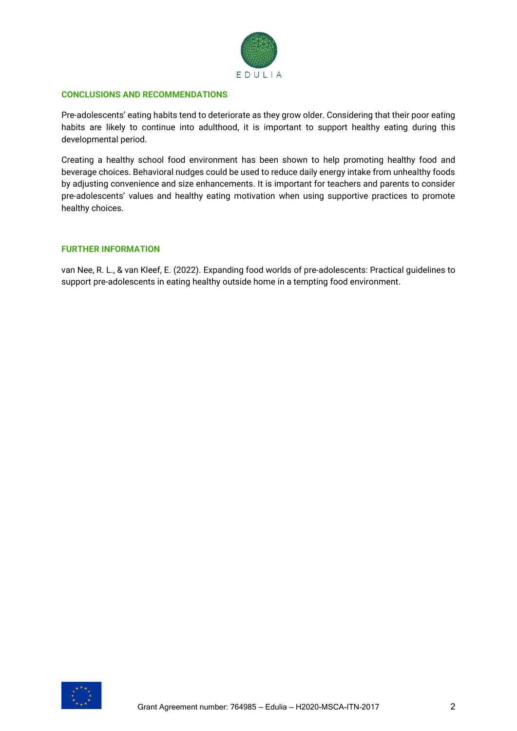## CONCLUSIONS AND RECOMMENDATIONS

Pre-adolescents' eating habits tend to deteriorate as they grow older. Considering that their poor eating habits are likely to continue into adulthood, it is important to support healthy eating during this developmental period.

Creating a healthy school food environment has been shown to help promoting healthy food and beverage choices. Behavioral nudges could be used to reduce daily energy intake from unhealthy foods by adjusting convenience and size enhancements. It is important for teachers and parents to consider pre-adolescents' values and healthy eating motivation when using supportive practices to promote healthy choices.

## FURTHER INFORMATION

van Nee, R. L., & van Kleef, E. (2022). Expanding food worlds of pre-adolescents: Practical guidelines to support pre-adolescents in eating healthy outside home in a tempting food environment.

Grant Agreement number: 764985 – Edulia – H2020-MSCA-ITN-2017